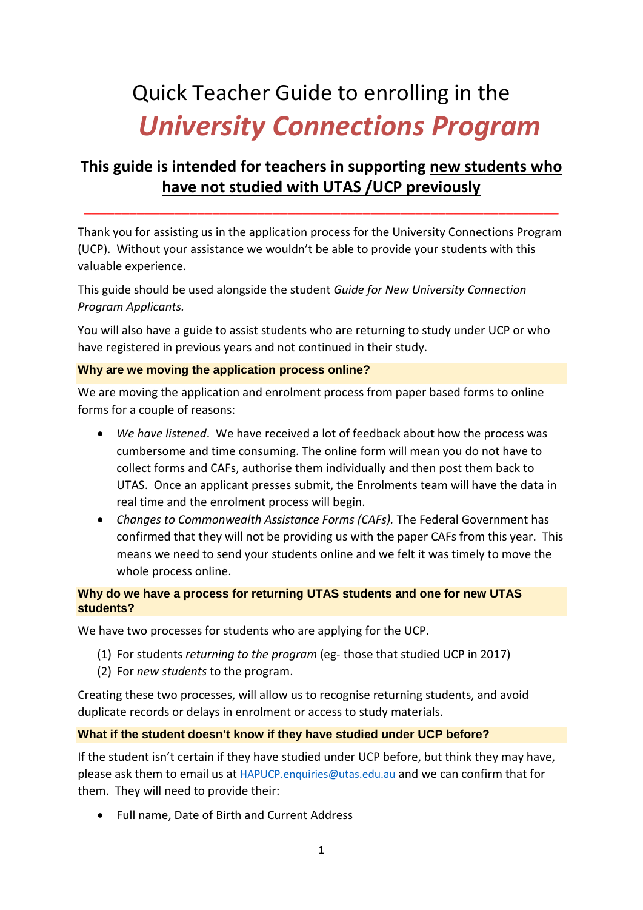# Quick Teacher Guide to enrolling in the *University Connections Program*

## This guide is intended for teachers in supporting new students who have not studied with UTAS /UCP previously

---

Thank you for assisting us in the application process for the University Connections Program (UCP). Without your assistance we wouldn't be able to provide your students with this valuable experience.

This guide should be used alongside the student *Guide for New University Connection Program Applicants.*

You will also have a guide to assist students who are returning to study under UCP or who have registered in previous years and not continued in their study.

### Why are we moving the application process online?

We are moving the application and enrolment process from paper based forms to online forms for a couple of reasons:

- *We have listened*. We have received a lot of feedback about how the process was cumbersome and time consuming. The online form will mean you do not have to collect forms and CAFs, authorise them individually and then post them back to UTAS. Once an applicant presses submit, the Enrolments team will have the data in real time and the enrolment process will begin.
- *Changes to Commonwealth Assistance Forms (CAFs).* The Federal Government has confirmed that they will not be providing us with the paper CAFs from this year. This means we need to send your students online and we felt it was timely to move the whole process online.

### Why do we have a process for returning UTAS students and one for new UTAS students?

We have two processes for students who are applying for the UCP.

(1) For students *returning to the program* (eg- those that studied UCP in 2017)
(2) For *new students* to the program.

Creating these two processes, will allow us to recognise returning students, and avoid duplicate records or delays in enrolment or access to study materials.

### What if the student doesn't know if they have studied under UCP before?

If the student isn't certain if they have studied under UCP before, but think they may have, please ask them to email us at HAPUCP.enquiries@utas.edu.au and we can confirm that for them. They will need to provide their:

- Full name, Date of Birth and Current Address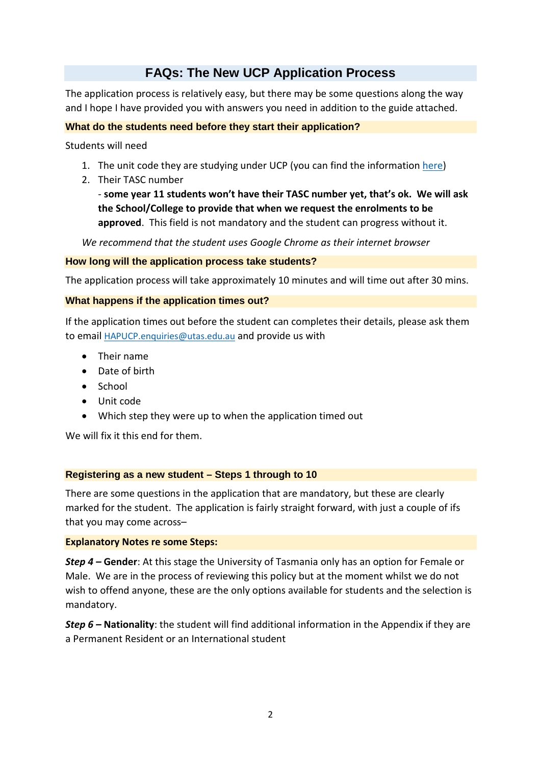# FAQs: The New UCP Application Process

The application process is relatively easy, but there may be some questions along the way and I hope I have provided you with answers you need in addition to the guide attached.

### What do the students need before they start their application?

Students will need

1. The unit code they are studying under UCP (you can find the information here)
2. Their TASC number

   - **some year 11 students won't have their TASC number yet, that's ok. We will ask the School/College to provide that when we request the enrolments to be approved**. This field is not mandatory and the student can progress without it.

*We recommend that the student uses Google Chrome as their internet browser*

### How long will the application process take students?

The application process will take approximately 10 minutes and will time out after 30 mins.

### What happens if the application times out?

If the application times out before the student can completes their details, please ask them to email HAPUCP.enquiries@utas.edu.au and provide us with

- Their name
- Date of birth
- School
- Unit code
- Which step they were up to when the application timed out

We will fix it this end for them.

### Registering as a new student – Steps 1 through to 10

There are some questions in the application that are mandatory, but these are clearly marked for the student. The application is fairly straight forward, with just a couple of ifs that you may come across–

### Explanatory Notes re some Steps:

***Step 4* – Gender**: At this stage the University of Tasmania only has an option for Female or Male. We are in the process of reviewing this policy but at the moment whilst we do not wish to offend anyone, these are the only options available for students and the selection is mandatory.

***Step 6* – Nationality**: the student will find additional information in the Appendix if they are a Permanent Resident or an International student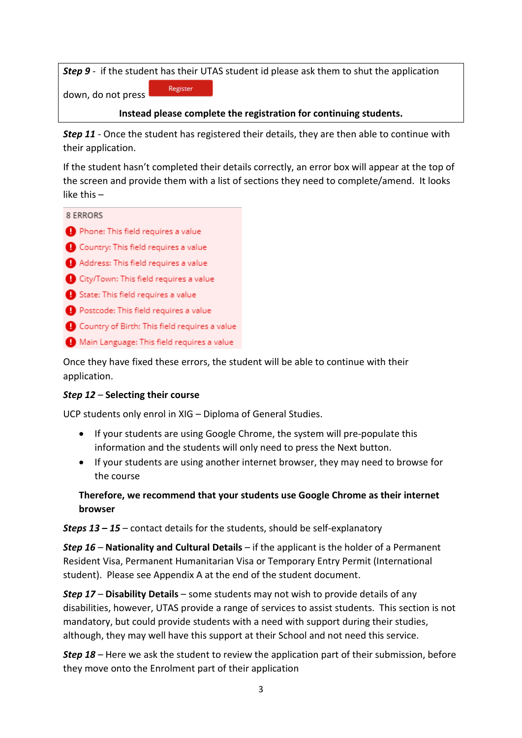***Step 9*** - if the student has their UTAS student id please ask them to shut the application down, do not press Register

**Instead please complete the registration for continuing students.**

***Step 11*** - Once the student has registered their details, they are then able to continue with their application.

If the student hasn't completed their details correctly, an error box will appear at the top of the screen and provide them with a list of sections they need to complete/amend. It looks like this –

8 ERRORS

- Phone: This field requires a value
- Country: This field requires a value
- Address: This field requires a value
- City/Town: This field requires a value
- State: This field requires a value
- Postcode: This field requires a value
- Country of Birth: This field requires a value
- Main Language: This field requires a value

Once they have fixed these errors, the student will be able to continue with their application.

***Step 12*** – **Selecting their course**

UCP students only enrol in XIG – Diploma of General Studies.

- If your students are using Google Chrome, the system will pre-populate this information and the students will only need to press the Next button.
- If your students are using another internet browser, they may need to browse for the course

**Therefore, we recommend that your students use Google Chrome as their internet browser**

***Steps 13 – 15*** – contact details for the students, should be self-explanatory

***Step 16*** – **Nationality and Cultural Details** – if the applicant is the holder of a Permanent Resident Visa, Permanent Humanitarian Visa or Temporary Entry Permit (International student). Please see Appendix A at the end of the student document.

***Step 17*** – **Disability Details** – some students may not wish to provide details of any disabilities, however, UTAS provide a range of services to assist students. This section is not mandatory, but could provide students with a need with support during their studies, although, they may well have this support at their School and not need this service.

***Step 18*** – Here we ask the student to review the application part of their submission, before they move onto the Enrolment part of their application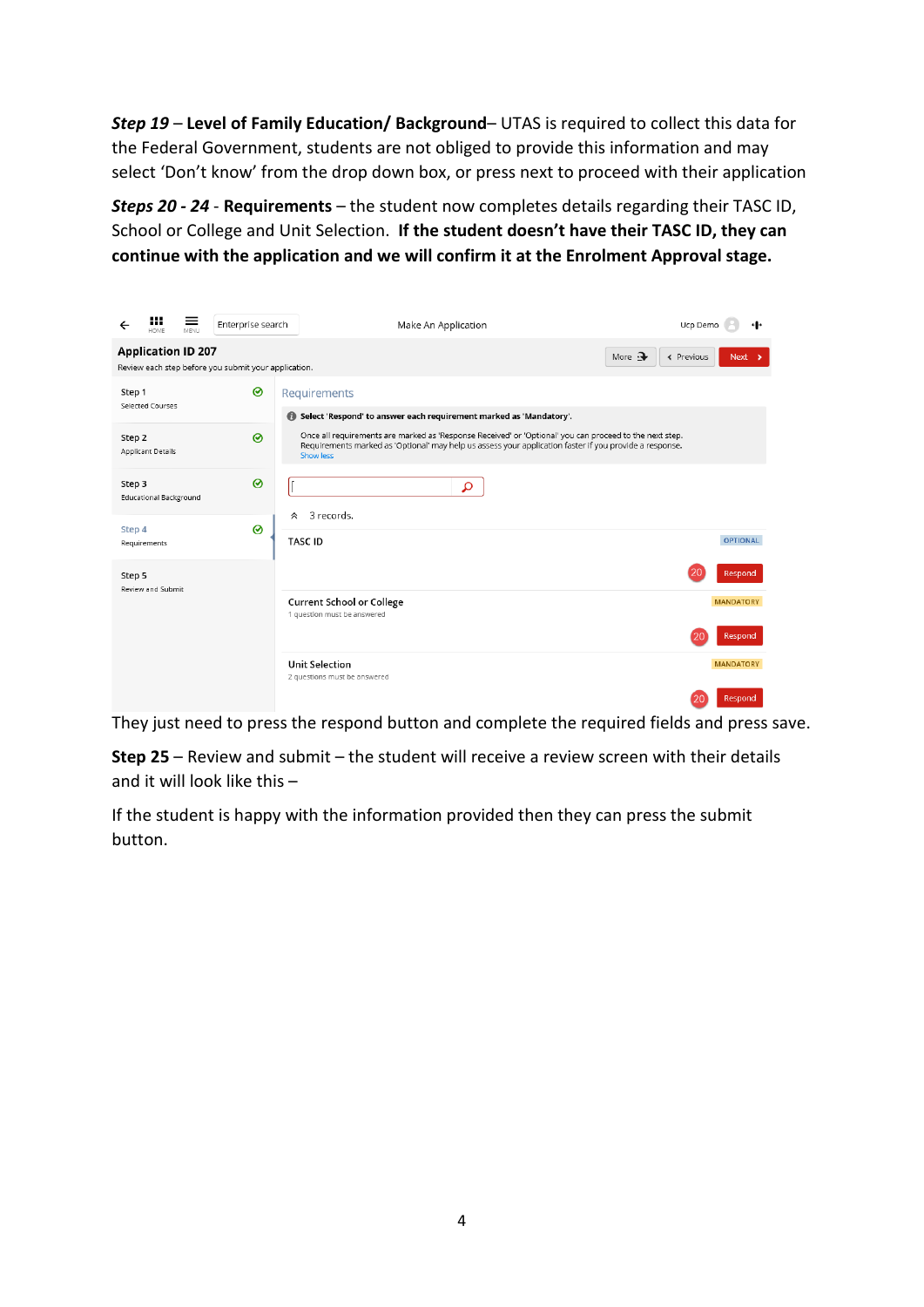***Step 19*** – **Level of Family Education/ Background**– UTAS is required to collect this data for the Federal Government, students are not obliged to provide this information and may select 'Don't know' from the drop down box, or press next to proceed with their application

***Steps 20 - 24*** - **Requirements** – the student now completes details regarding their TASC ID, School or College and Unit Selection. **If the student doesn't have their TASC ID, they can continue with the application and we will confirm it at the Enrolment Approval stage.**

They just need to press the respond button and complete the required fields and press save.

**Step 25** – Review and submit – the student will receive a review screen with their details and it will look like this –

If the student is happy with the information provided then they can press the submit button.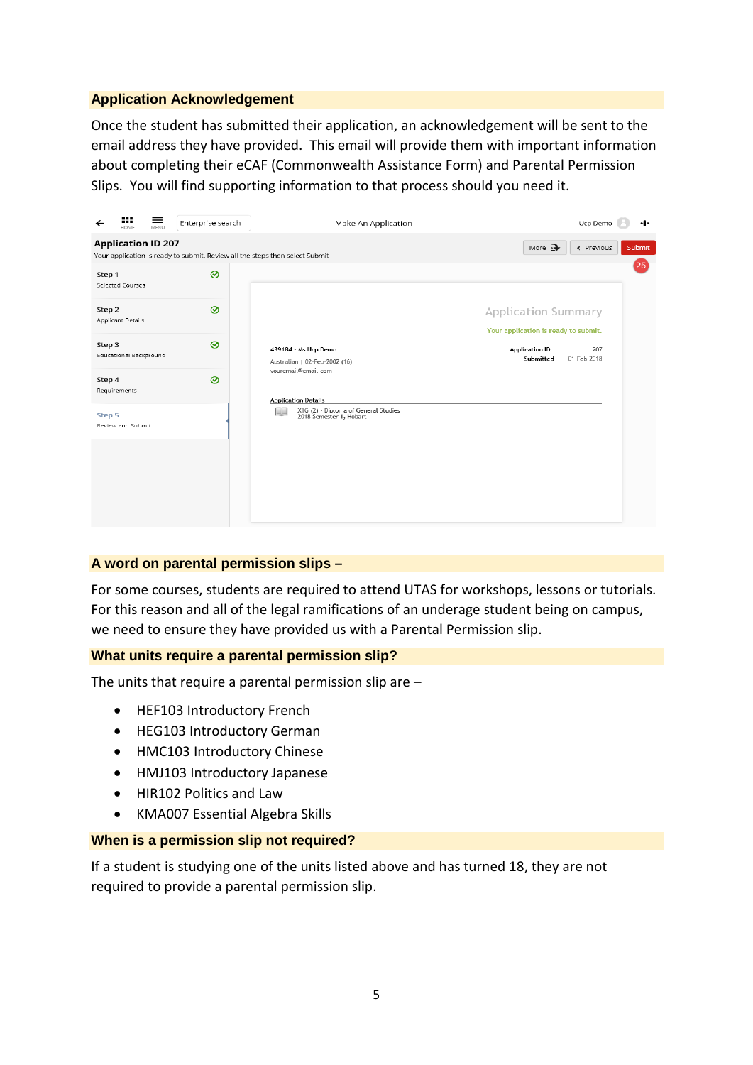## Application Acknowledgement

Once the student has submitted their application, an acknowledgement will be sent to the email address they have provided. This email will provide them with important information about completing their eCAF (Commonwealth Assistance Form) and Parental Permission Slips. You will find supporting information to that process should you need it.

## A word on parental permission slips –

For some courses, students are required to attend UTAS for workshops, lessons or tutorials. For this reason and all of the legal ramifications of an underage student being on campus, we need to ensure they have provided us with a Parental Permission slip.

## What units require a parental permission slip?

The units that require a parental permission slip are –

- HEF103 Introductory French
- HEG103 Introductory German
- HMC103 Introductory Chinese
- HMJ103 Introductory Japanese
- HIR102 Politics and Law
- KMA007 Essential Algebra Skills

## When is a permission slip not required?

If a student is studying one of the units listed above and has turned 18, they are not required to provide a parental permission slip.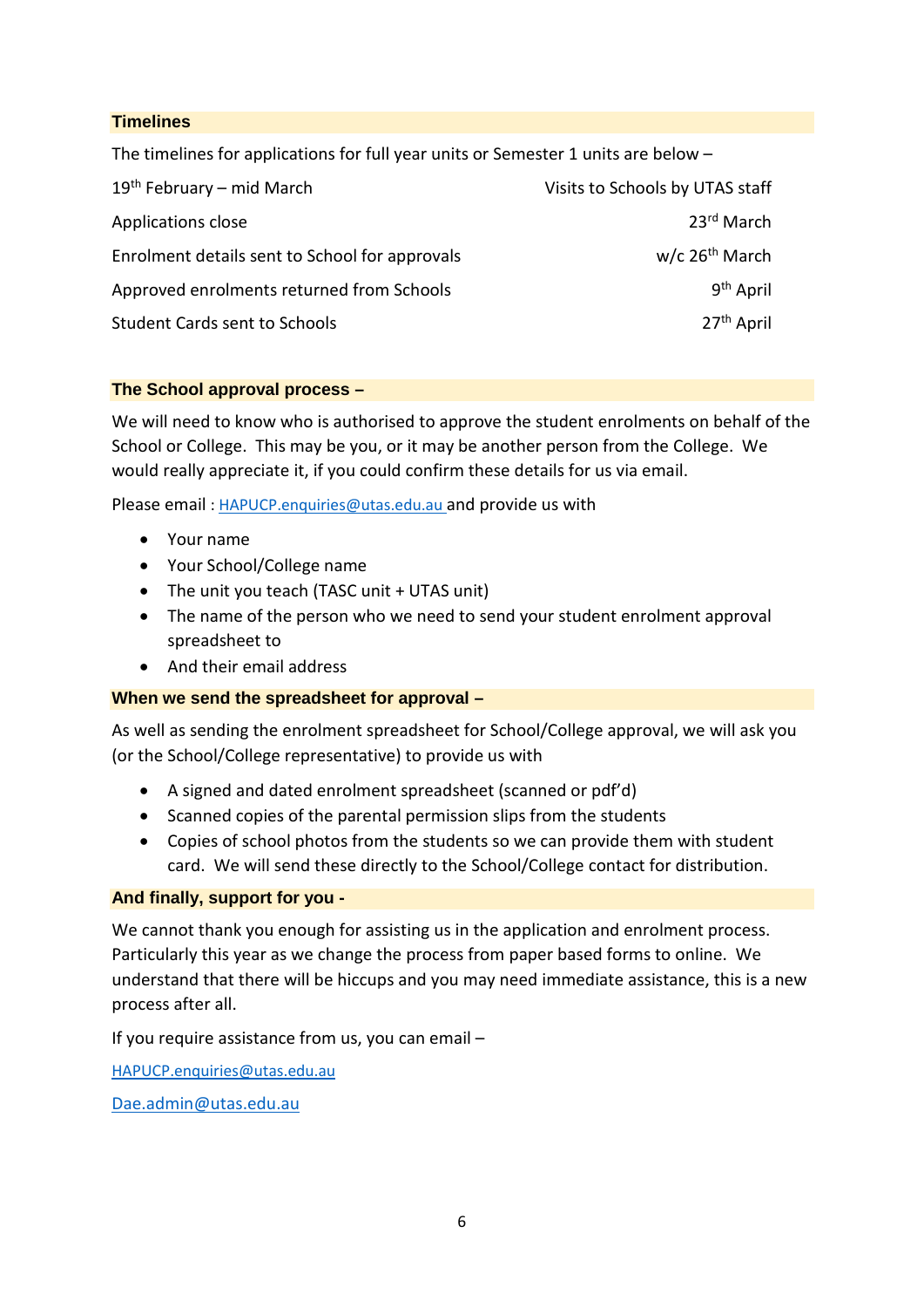## Timelines

The timelines for applications for full year units or Semester 1 units are below –

| | |
|---|---|
| 19th February – mid March | Visits to Schools by UTAS staff |
| Applications close | 23rd March |
| Enrolment details sent to School for approvals | w/c 26th March |
| Approved enrolments returned from Schools | 9th April |
| Student Cards sent to Schools | 27th April |

## The School approval process –

We will need to know who is authorised to approve the student enrolments on behalf of the School or College. This may be you, or it may be another person from the College. We would really appreciate it, if you could confirm these details for us via email.

Please email : HAPUCP.enquiries@utas.edu.au and provide us with

- Your name
- Your School/College name
- The unit you teach (TASC unit + UTAS unit)
- The name of the person who we need to send your student enrolment approval spreadsheet to
- And their email address

## When we send the spreadsheet for approval –

As well as sending the enrolment spreadsheet for School/College approval, we will ask you (or the School/College representative) to provide us with

- A signed and dated enrolment spreadsheet (scanned or pdf'd)
- Scanned copies of the parental permission slips from the students
- Copies of school photos from the students so we can provide them with student card. We will send these directly to the School/College contact for distribution.

## And finally, support for you -

We cannot thank you enough for assisting us in the application and enrolment process. Particularly this year as we change the process from paper based forms to online. We understand that there will be hiccups and you may need immediate assistance, this is a new process after all.

If you require assistance from us, you can email –

HAPUCP.enquiries@utas.edu.au

Dae.admin@utas.edu.au